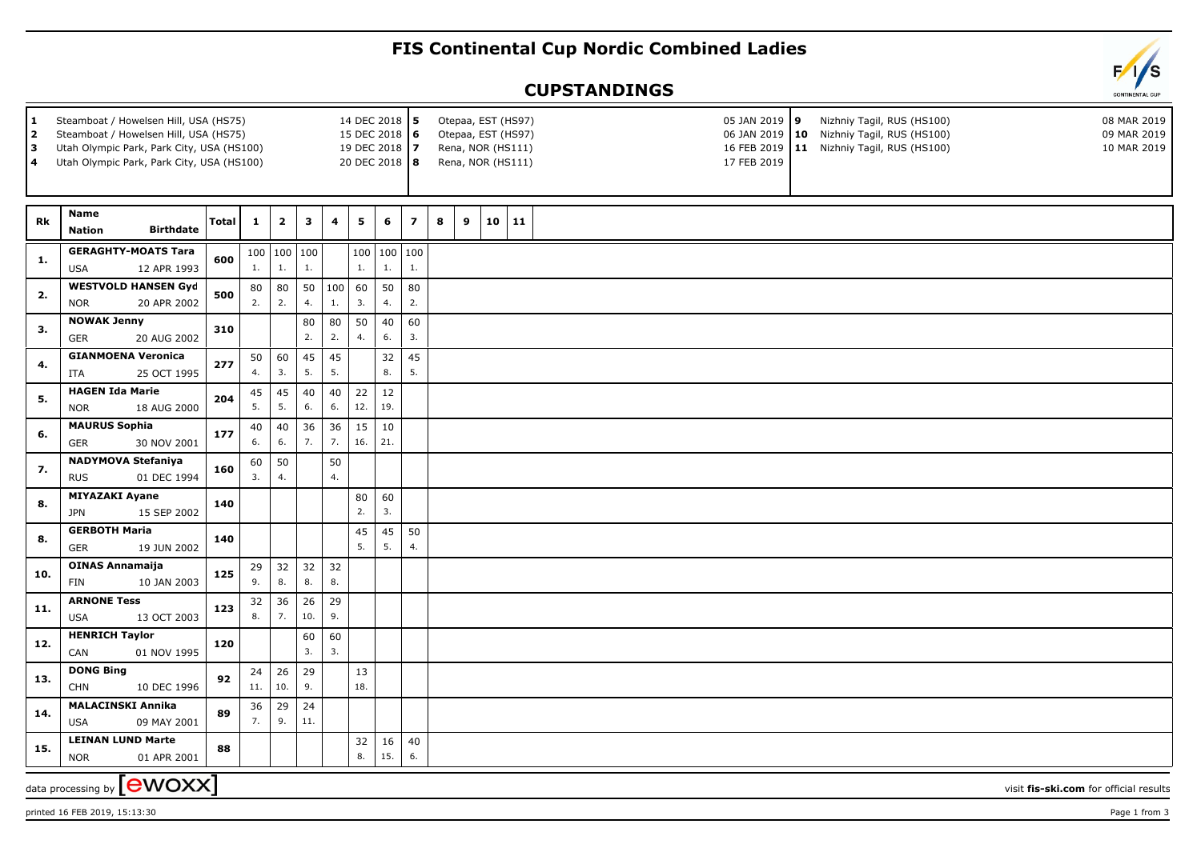# FIS Continental Cup Nordic Combined Ladies

## CUPSTANDINGS

| # | Venue | Date |
|---|---|---|
| 1 | Steamboat / Howelsen Hill, USA (HS75) | 14 DEC 2018 |
| 2 | Steamboat / Howelsen Hill, USA (HS75) | 15 DEC 2018 |
| 3 | Utah Olympic Park, Park City, USA (HS100) | 19 DEC 2018 |
| 4 | Utah Olympic Park, Park City, USA (HS100) | 20 DEC 2018 |
| 5 | Otepaa, EST (HS97) | 05 JAN 2019 |
| 6 | Otepaa, EST (HS97) | 06 JAN 2019 |
| 7 | Rena, NOR (HS111) | 16 FEB 2019 |
| 8 | Rena, NOR (HS111) | 17 FEB 2019 |
| 9 | Nizhniy Tagil, RUS (HS100) | 08 MAR 2019 |
| 10 | Nizhniy Tagil, RUS (HS100) | 09 MAR 2019 |
| 11 | Nizhniy Tagil, RUS (HS100) | 10 MAR 2019 |

| Rk | Name / Nation | Birthdate | Total | 1 | 2 | 3 | 4 | 5 | 6 | 7 | 8 | 9 | 10 | 11 |
|---|---|---|---|---|---|---|---|---|---|---|---|---|---|---|
| 1. | GERAGHTY-MOATS Tara / USA | 12 APR 1993 | 600 | 100 (1.) | 100 (1.) | 100 (1.) | | 100 (1.) | 100 (1.) | 100 (1.) | | | | |
| 2. | WESTVOLD HANSEN Gyd / NOR | 20 APR 2002 | 500 | 80 (2.) | 80 (2.) | 50 (4.) | 100 (1.) | 60 (3.) | 50 (4.) | 80 (2.) | | | | |
| 3. | NOWAK Jenny / GER | 20 AUG 2002 | 310 | | | 80 (2.) | 80 (2.) | 50 (4.) | 40 (6.) | 60 (3.) | | | | |
| 4. | GIANMOENA Veronica / ITA | 25 OCT 1995 | 277 | 50 (4.) | 60 (3.) | 45 (5.) | 45 (5.) | | 32 (8.) | 45 (5.) | | | | |
| 5. | HAGEN Ida Marie / NOR | 18 AUG 2000 | 204 | 45 (5.) | 45 (5.) | 40 (6.) | 40 (6.) | 22 (12.) | 12 (19.) | | | | | |
| 6. | MAURUS Sophia / GER | 30 NOV 2001 | 177 | 40 (6.) | 40 (6.) | 36 (7.) | 36 (7.) | 15 (16.) | 10 (21.) | | | | | |
| 7. | NADYMOVA Stefaniya / RUS | 01 DEC 1994 | 160 | 60 (3.) | 50 (4.) | | 50 (4.) | | | | | | | |
| 8. | MIYAZAKI Ayane / JPN | 15 SEP 2002 | 140 | | | | | 80 (2.) | 60 (3.) | | | | | |
| 8. | GERBOTH Maria / GER | 19 JUN 2002 | 140 | | | | | 45 (5.) | 45 (5.) | 50 (4.) | | | | |
| 10. | OINAS Annamaija / FIN | 10 JAN 2003 | 125 | 29 (9.) | 32 (8.) | 32 (8.) | 32 (8.) | | | | | | | |
| 11. | ARNONE Tess / USA | 13 OCT 2003 | 123 | 32 (8.) | 36 (7.) | 26 (10.) | 29 (9.) | | | | | | | |
| 12. | HENRICH Taylor / CAN | 01 NOV 1995 | 120 | | | 60 (3.) | 60 (3.) | | | | | | | |
| 13. | DONG Bing / CHN | 10 DEC 1996 | 92 | 24 (11.) | 26 (10.) | 29 (9.) | | 13 (18.) | | | | | | |
| 14. | MALACINSKI Annika / USA | 09 MAY 2001 | 89 | 36 (7.) | 29 (9.) | 24 (11.) | | | | | | | | |
| 15. | LEINAN LUND Marte / NOR | 01 APR 2001 | 88 | | | | | 32 (8.) | 16 (15.) | 40 (6.) | | | | |

data processing by [ewoxx] — visit **fis-ski.com** for official results

printed 16 FEB 2019, 15:13:30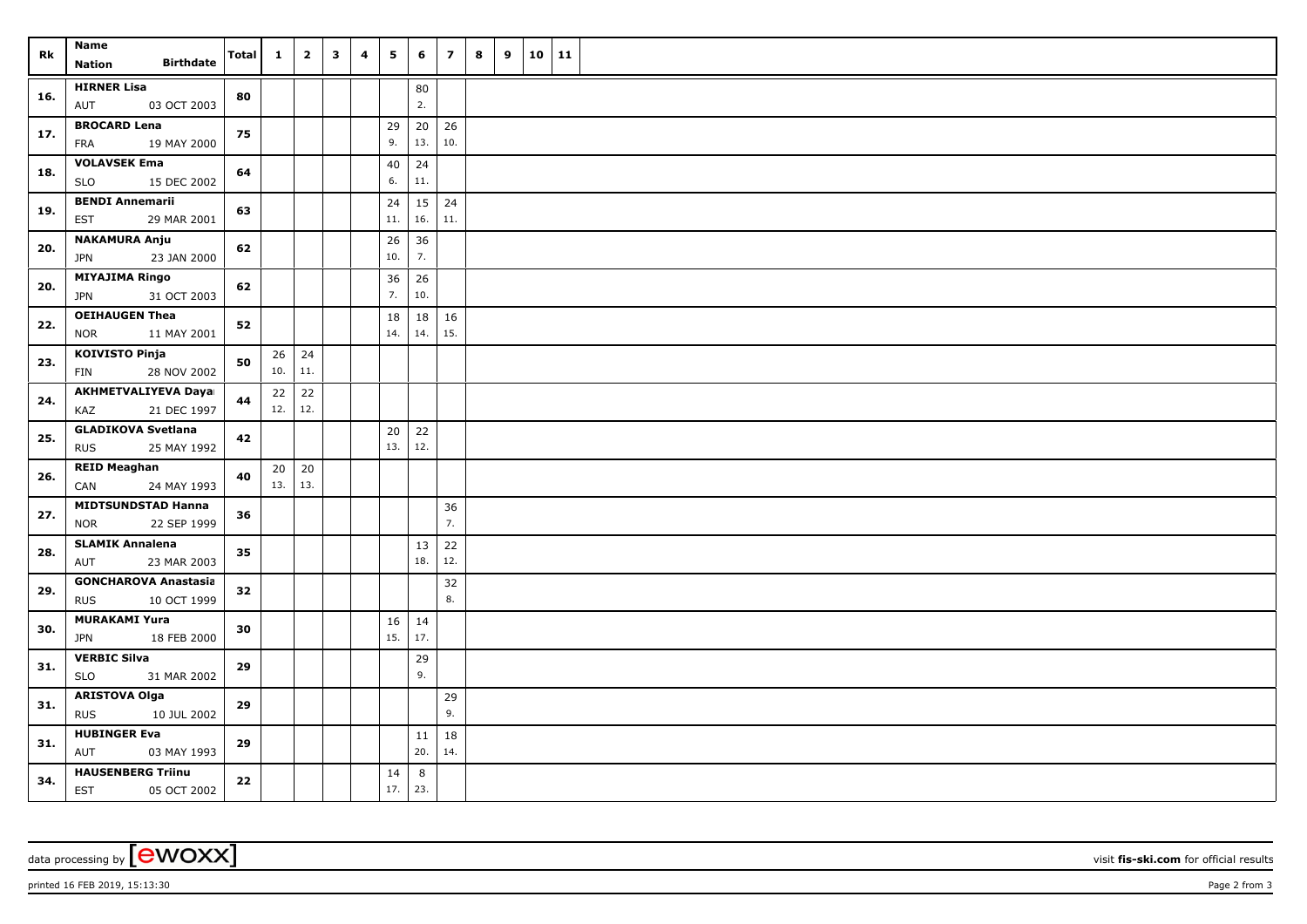| Rk | Name<br>Nation Birthdate | Total | 1 | 2 | 3 | 4 | 5 | 6 | 7 | 8 | 9 | 10 | 11 |
|---|---|---|---|---|---|---|---|---|---|---|---|---|---|
| 16. | HIRNER Lisa<br>AUT 03 OCT 2003 | 80 | | | | | | 80<br>2. | | | | | |
| 17. | BROCARD Lena<br>FRA 19 MAY 2000 | 75 | | | | | 29<br>9. | 20<br>13. | 26<br>10. | | | | |
| 18. | VOLAVSEK Ema<br>SLO 15 DEC 2002 | 64 | | | | | 40<br>6. | 24<br>11. | | | | | |
| 19. | BENDI Annemarii<br>EST 29 MAR 2001 | 63 | | | | | 24<br>11. | 15<br>16. | 24<br>11. | | | | |
| 20. | NAKAMURA Anju<br>JPN 23 JAN 2000 | 62 | | | | | 26<br>10. | 36<br>7. | | | | | |
| 20. | MIYAJIMA Ringo<br>JPN 31 OCT 2003 | 62 | | | | | 36<br>7. | 26<br>10. | | | | | |
| 22. | OEIHAUGEN Thea<br>NOR 11 MAY 2001 | 52 | | | | | 18<br>14. | 18<br>14. | 16<br>15. | | | | |
| 23. | KOIVISTO Pinja<br>FIN 28 NOV 2002 | 50 | 26<br>10. | 24<br>11. | | | | | | | | | |
| 24. | AKHMETVALIYEVA Daya<br>KAZ 21 DEC 1997 | 44 | 22<br>12. | 22<br>12. | | | | | | | | | |
| 25. | GLADIKOVA Svetlana<br>RUS 25 MAY 1992 | 42 | | | | | 20<br>13. | 22<br>12. | | | | | |
| 26. | REID Meaghan<br>CAN 24 MAY 1993 | 40 | 20<br>13. | 20<br>13. | | | | | | | | | |
| 27. | MIDTSUNDSTAD Hanna<br>NOR 22 SEP 1999 | 36 | | | | | | | 36<br>7. | | | | |
| 28. | SLAMIK Annalena<br>AUT 23 MAR 2003 | 35 | | | | | | 13<br>18. | 22<br>12. | | | | |
| 29. | GONCHAROVA Anastasia<br>RUS 10 OCT 1999 | 32 | | | | | | | 32<br>8. | | | | |
| 30. | MURAKAMI Yura<br>JPN 18 FEB 2000 | 30 | | | | | 16<br>15. | 14<br>17. | | | | | |
| 31. | VERBIC Silva<br>SLO 31 MAR 2002 | 29 | | | | | | 29<br>9. | | | | | |
| 31. | ARISTOVA Olga<br>RUS 10 JUL 2002 | 29 | | | | | | | 29<br>9. | | | | |
| 31. | HUBINGER Eva<br>AUT 03 MAY 1993 | 29 | | | | | | 11<br>20. | 18<br>14. | | | | |
| 34. | HAUSENBERG Triinu<br>EST 05 OCT 2002 | 22 | | | | | 14<br>17. | 8<br>23. | | | | | |

data processing by [ewoxx] visit fis-ski.com for official results

printed 16 FEB 2019, 15:13:30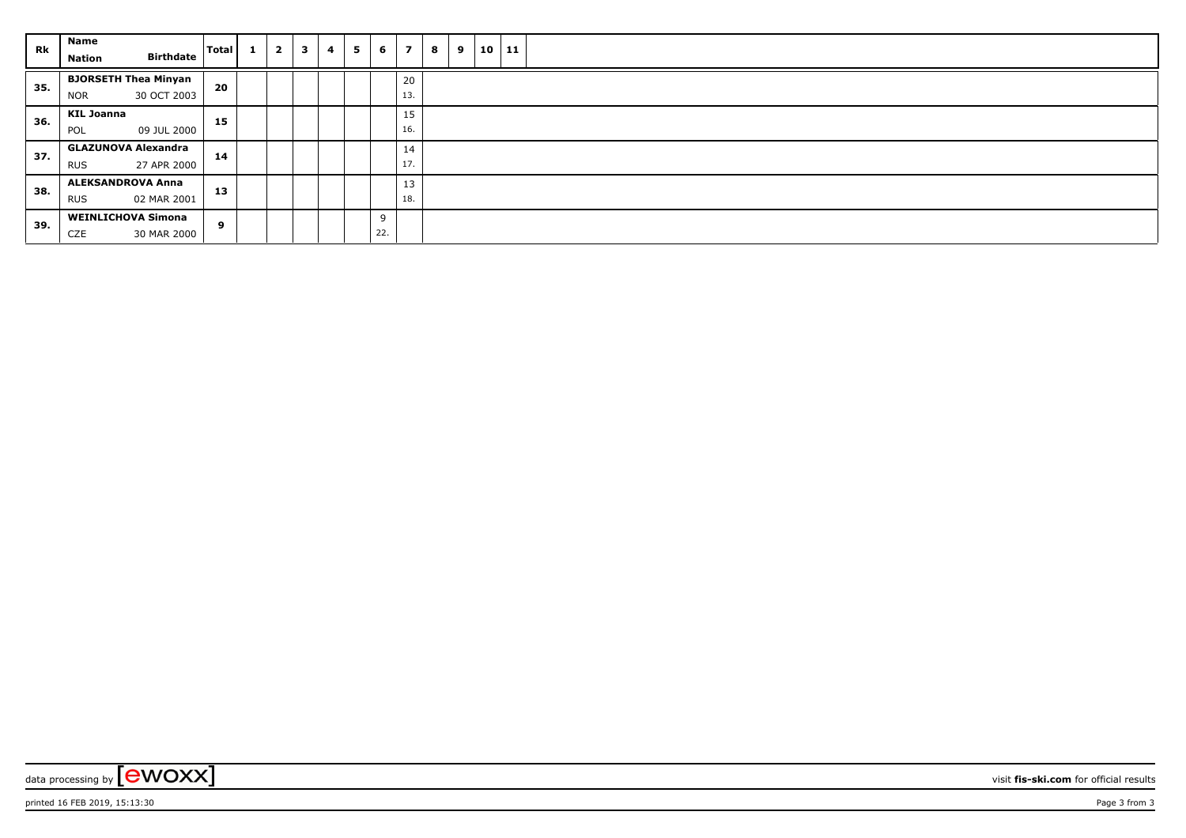| Rk | Name<br>Nation Birthdate | Total | 1 | 2 | 3 | 4 | 5 | 6 | 7 | 8 | 9 | 10 | 11 |
|---|---|---|---|---|---|---|---|---|---|---|---|---|---|
| 35. | BJORSETH Thea Minyan<br>NOR 30 OCT 2003 | 20 | | | | | | | 20<br>13. | | | | |
| 36. | KIL Joanna<br>POL 09 JUL 2000 | 15 | | | | | | | 15<br>16. | | | | |
| 37. | GLAZUNOVA Alexandra<br>RUS 27 APR 2000 | 14 | | | | | | | 14<br>17. | | | | |
| 38. | ALEKSANDROVA Anna<br>RUS 02 MAR 2001 | 13 | | | | | | | 13<br>18. | | | | |
| 39. | WEINLICHOVA Simona<br>CZE 30 MAR 2000 | 9 | | | | | | 9<br>22. | | | | | |

data processing by [ewoxx]

visit **fis-ski.com** for official results

printed 16 FEB 2019, 15:13:30